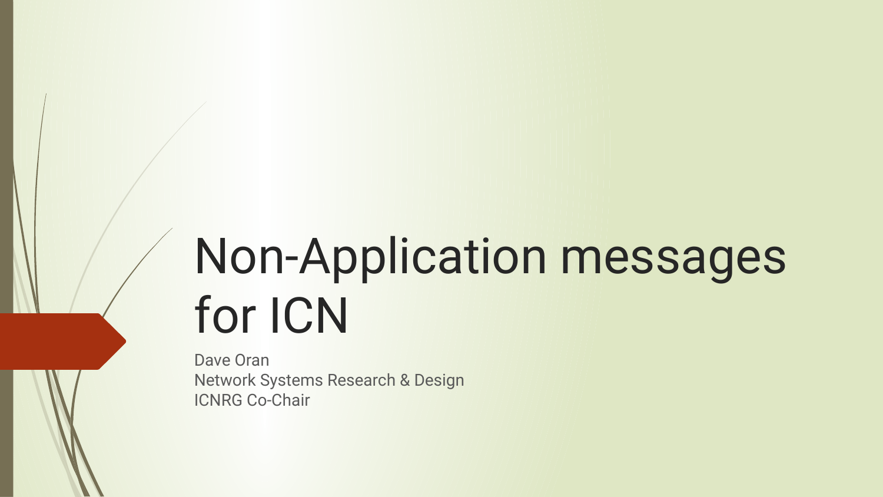# Non-Application messages for ICN

Dave Oran
Network Systems Research & Design
ICNRG Co-Chair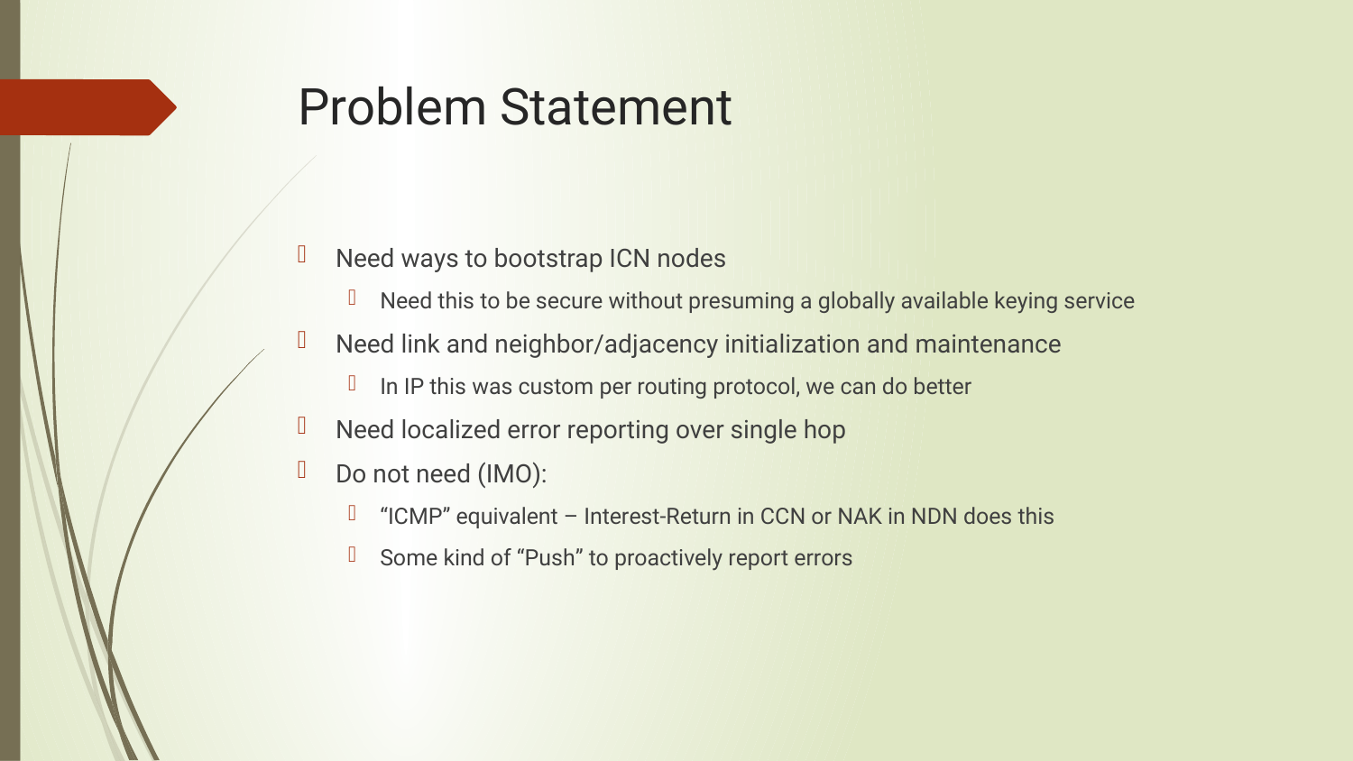# Problem Statement

- Need ways to bootstrap ICN nodes
  - Need this to be secure without presuming a globally available keying service
- Need link and neighbor/adjacency initialization and maintenance
  - In IP this was custom per routing protocol, we can do better
- Need localized error reporting over single hop
- Do not need (IMO):
  - “ICMP” equivalent – Interest-Return in CCN or NAK in NDN does this
  - Some kind of “Push” to proactively report errors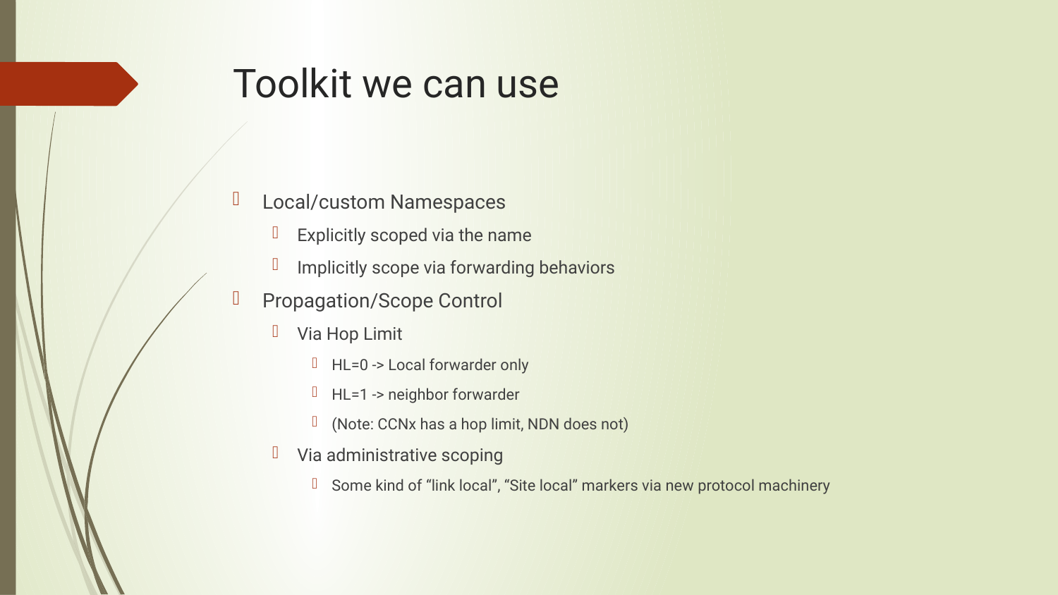# Toolkit we can use

- Local/custom Namespaces
  - Explicitly scoped via the name
  - Implicitly scope via forwarding behaviors
- Propagation/Scope Control
  - Via Hop Limit
    - HL=0 -> Local forwarder only
    - HL=1 -> neighbor forwarder
    - (Note: CCNx has a hop limit, NDN does not)
  - Via administrative scoping
    - Some kind of “link local”, “Site local” markers via new protocol machinery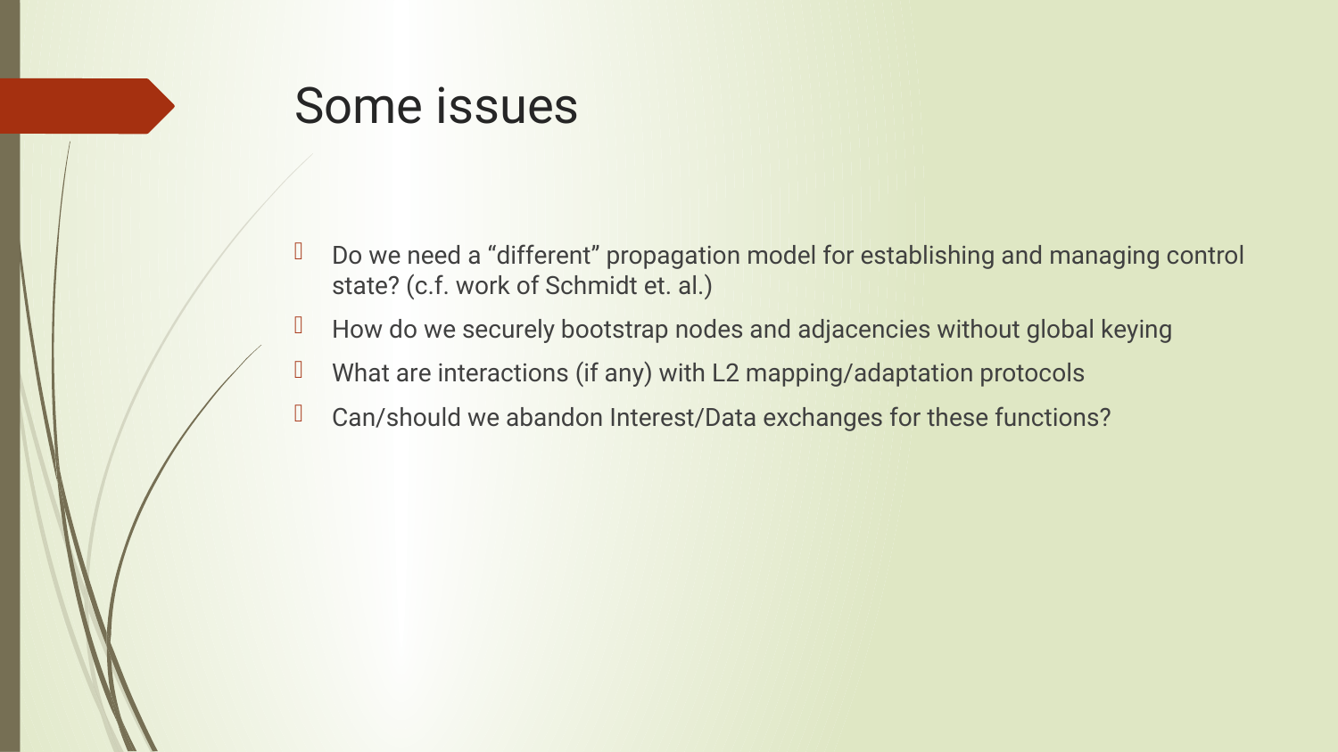# Some issues

- Do we need a “different” propagation model for establishing and managing control state? (c.f. work of Schmidt et. al.)
- How do we securely bootstrap nodes and adjacencies without global keying
- What are interactions (if any) with L2 mapping/adaptation protocols
- Can/should we abandon Interest/Data exchanges for these functions?